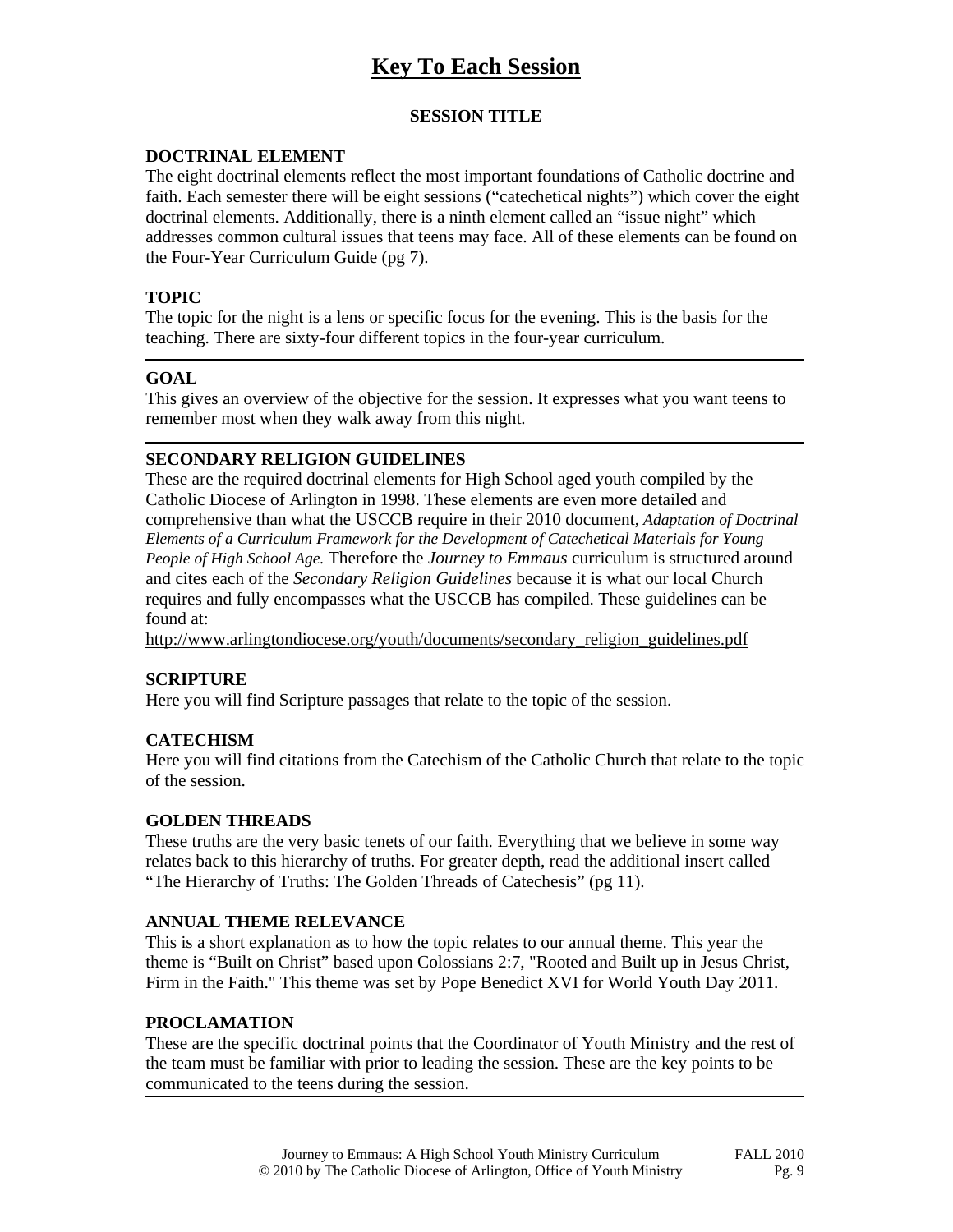# Key To Each Session

**SESSION TITLE**

**DOCTRINAL ELEMENT**

The eight doctrinal elements reflect the most important foundations of Catholic doctrine and faith. Each semester there will be eight sessions ("catechetical nights") which cover the eight doctrinal elements. Additionally, there is a ninth element called an "issue night" which addresses common cultural issues that teens may face. All of these elements can be found on the Four-Year Curriculum Guide (pg 7).

**TOPIC**

The topic for the night is a lens or specific focus for the evening. This is the basis for the teaching. There are sixty-four different topics in the four-year curriculum.

---

**GOAL**

This gives an overview of the objective for the session. It expresses what you want teens to remember most when they walk away from this night.

---

**SECONDARY RELIGION GUIDELINES**

These are the required doctrinal elements for High School aged youth compiled by the Catholic Diocese of Arlington in 1998. These elements are even more detailed and comprehensive than what the USCCB require in their 2010 document, *Adaptation of Doctrinal Elements of a Curriculum Framework for the Development of Catechetical Materials for Young People of High School Age.* Therefore the *Journey to Emmaus* curriculum is structured around and cites each of the *Secondary Religion Guidelines* because it is what our local Church requires and fully encompasses what the USCCB has compiled. These guidelines can be found at:
http://www.arlingtondiocese.org/youth/documents/secondary_religion_guidelines.pdf

**SCRIPTURE**

Here you will find Scripture passages that relate to the topic of the session.

**CATECHISM**

Here you will find citations from the Catechism of the Catholic Church that relate to the topic of the session.

**GOLDEN THREADS**

These truths are the very basic tenets of our faith. Everything that we believe in some way relates back to this hierarchy of truths. For greater depth, read the additional insert called "The Hierarchy of Truths: The Golden Threads of Catechesis" (pg 11).

**ANNUAL THEME RELEVANCE**

This is a short explanation as to how the topic relates to our annual theme. This year the theme is "Built on Christ" based upon Colossians 2:7, "Rooted and Built up in Jesus Christ, Firm in the Faith." This theme was set by Pope Benedict XVI for World Youth Day 2011.

**PROCLAMATION**

These are the specific doctrinal points that the Coordinator of Youth Ministry and the rest of the team must be familiar with prior to leading the session. These are the key points to be communicated to the teens during the session.

---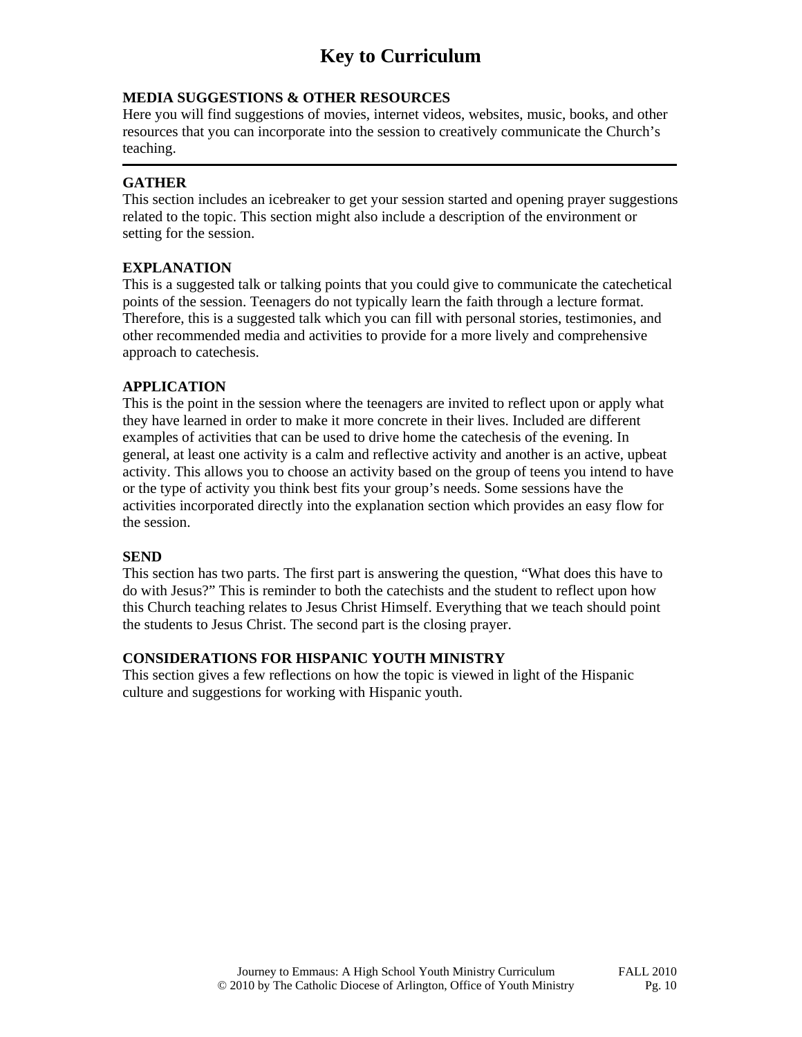# Key to Curriculum

**MEDIA SUGGESTIONS & OTHER RESOURCES**
Here you will find suggestions of movies, internet videos, websites, music, books, and other resources that you can incorporate into the session to creatively communicate the Church's teaching.

---

**GATHER**
This section includes an icebreaker to get your session started and opening prayer suggestions related to the topic. This section might also include a description of the environment or setting for the session.

**EXPLANATION**
This is a suggested talk or talking points that you could give to communicate the catechetical points of the session. Teenagers do not typically learn the faith through a lecture format. Therefore, this is a suggested talk which you can fill with personal stories, testimonies, and other recommended media and activities to provide for a more lively and comprehensive approach to catechesis.

**APPLICATION**
This is the point in the session where the teenagers are invited to reflect upon or apply what they have learned in order to make it more concrete in their lives. Included are different examples of activities that can be used to drive home the catechesis of the evening. In general, at least one activity is a calm and reflective activity and another is an active, upbeat activity. This allows you to choose an activity based on the group of teens you intend to have or the type of activity you think best fits your group's needs. Some sessions have the activities incorporated directly into the explanation section which provides an easy flow for the session.

**SEND**
This section has two parts. The first part is answering the question, "What does this have to do with Jesus?" This is reminder to both the catechists and the student to reflect upon how this Church teaching relates to Jesus Christ Himself. Everything that we teach should point the students to Jesus Christ. The second part is the closing prayer.

**CONSIDERATIONS FOR HISPANIC YOUTH MINISTRY**
This section gives a few reflections on how the topic is viewed in light of the Hispanic culture and suggestions for working with Hispanic youth.